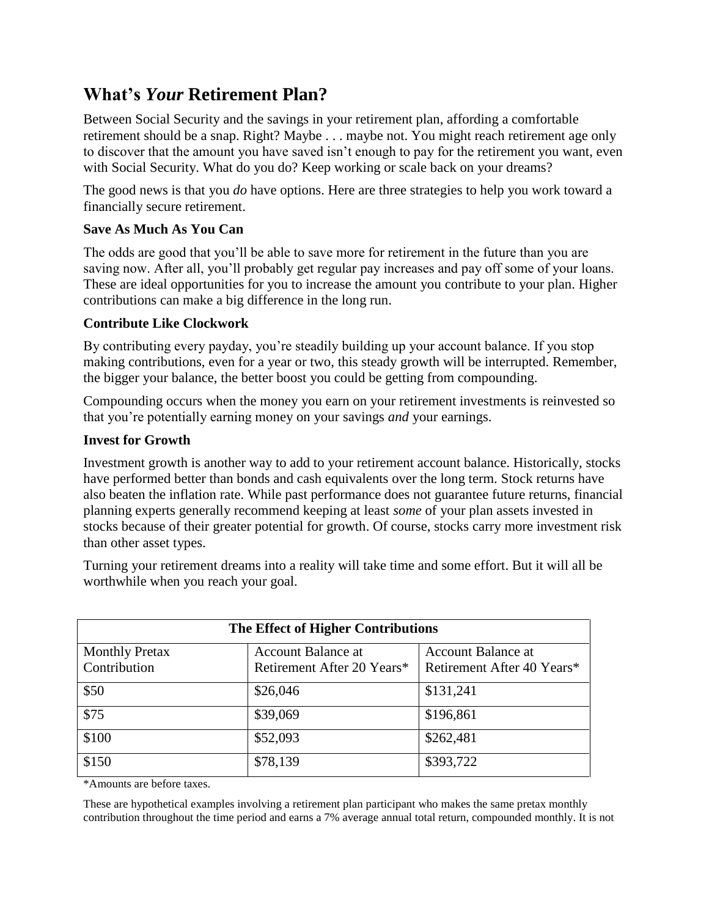## What's *Your* Retirement Plan?

Between Social Security and the savings in your retirement plan, affording a comfortable retirement should be a snap. Right? Maybe . . . maybe not. You might reach retirement age only to discover that the amount you have saved isn't enough to pay for the retirement you want, even with Social Security. What do you do? Keep working or scale back on your dreams?

The good news is that you *do* have options. Here are three strategies to help you work toward a financially secure retirement.

**Save As Much As You Can**

The odds are good that you'll be able to save more for retirement in the future than you are saving now. After all, you'll probably get regular pay increases and pay off some of your loans. These are ideal opportunities for you to increase the amount you contribute to your plan. Higher contributions can make a big difference in the long run.

**Contribute Like Clockwork**

By contributing every payday, you're steadily building up your account balance. If you stop making contributions, even for a year or two, this steady growth will be interrupted. Remember, the bigger your balance, the better boost you could be getting from compounding.

Compounding occurs when the money you earn on your retirement investments is reinvested so that you're potentially earning money on your savings *and* your earnings.

**Invest for Growth**

Investment growth is another way to add to your retirement account balance. Historically, stocks have performed better than bonds and cash equivalents over the long term. Stock returns have also beaten the inflation rate. While past performance does not guarantee future returns, financial planning experts generally recommend keeping at least *some* of your plan assets invested in stocks because of their greater potential for growth. Of course, stocks carry more investment risk than other asset types.

Turning your retirement dreams into a reality will take time and some effort. But it will all be worthwhile when you reach your goal.

| The Effect of Higher Contributions | | |
|---|---|---|
| Monthly Pretax Contribution | Account Balance at Retirement After 20 Years* | Account Balance at Retirement After 40 Years* |
| $50 | $26,046 | $131,241 |
| $75 | $39,069 | $196,861 |
| $100 | $52,093 | $262,481 |
| $150 | $78,139 | $393,722 |

*Amounts are before taxes.

These are hypothetical examples involving a retirement plan participant who makes the same pretax monthly contribution throughout the time period and earns a 7% average annual total return, compounded monthly. It is not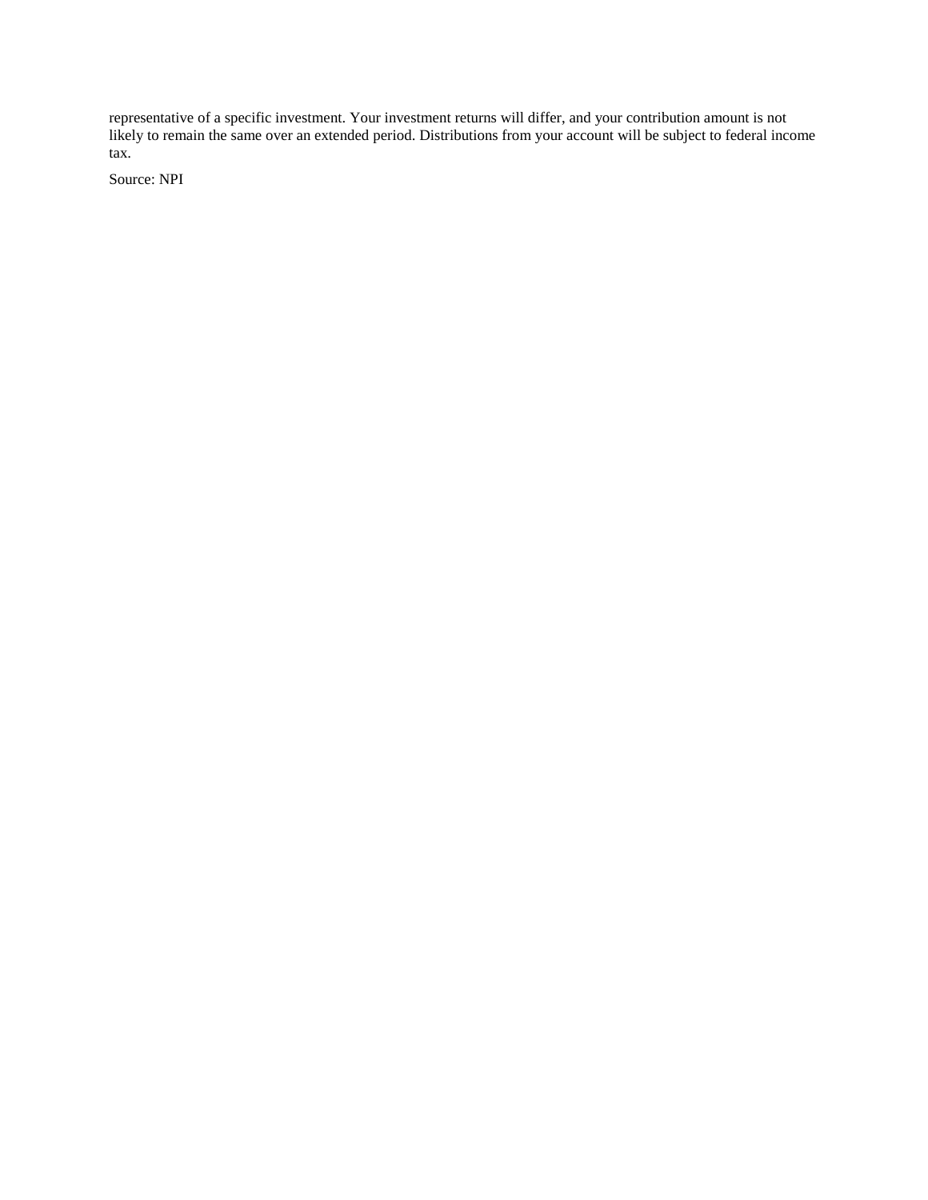representative of a specific investment. Your investment returns will differ, and your contribution amount is not likely to remain the same over an extended period. Distributions from your account will be subject to federal income tax.

Source: NPI